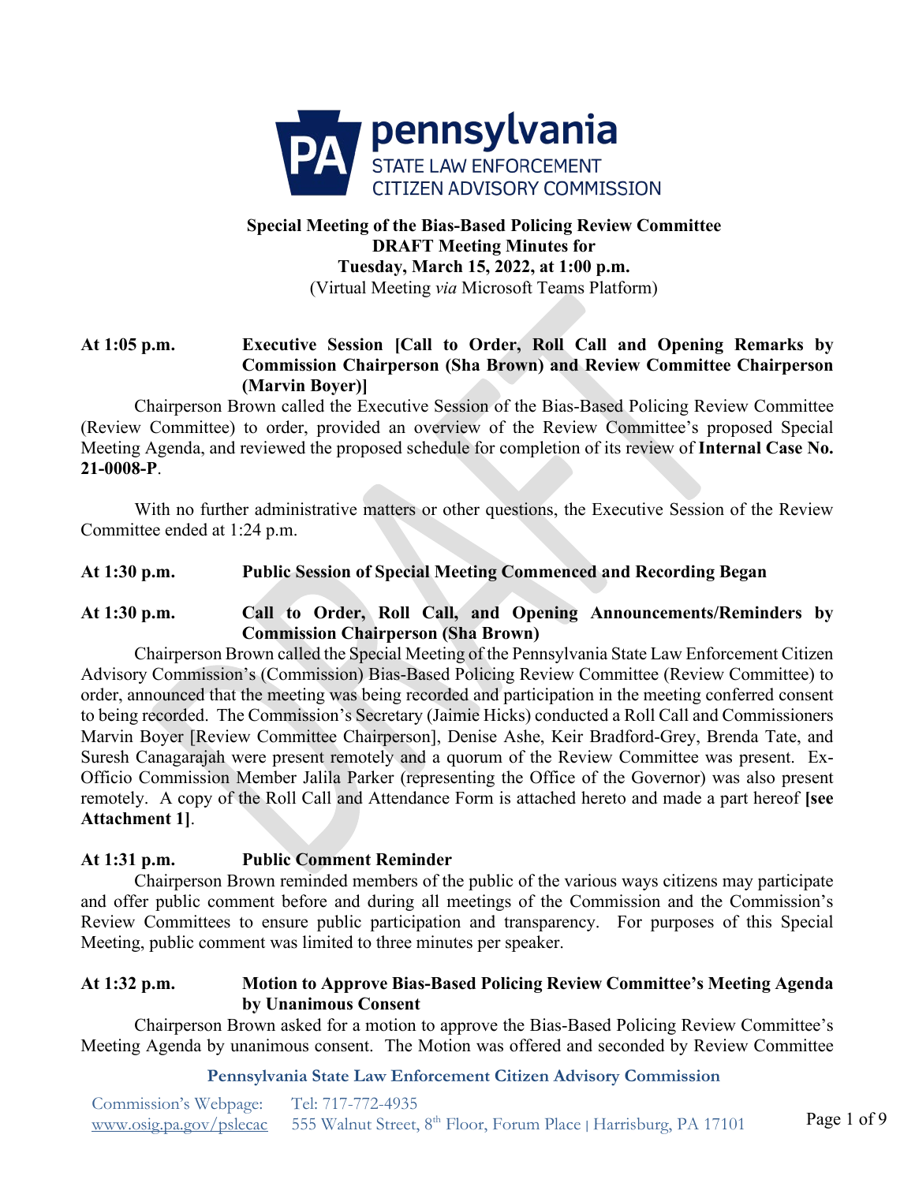**pennsylvania**
STATE LAW ENFORCEMENT
CITIZEN ADVISORY COMMISSION

**Special Meeting of the Bias-Based Policing Review Committee**
**DRAFT Meeting Minutes for**
**Tuesday, March 15, 2022, at 1:00 p.m.**
(Virtual Meeting *via* Microsoft Teams Platform)

**At 1:05 p.m. Executive Session [Call to Order, Roll Call and Opening Remarks by Commission Chairperson (Sha Brown) and Review Committee Chairperson (Marvin Boyer)]**

Chairperson Brown called the Executive Session of the Bias-Based Policing Review Committee (Review Committee) to order, provided an overview of the Review Committee's proposed Special Meeting Agenda, and reviewed the proposed schedule for completion of its review of **Internal Case No. 21-0008-P**.

With no further administrative matters or other questions, the Executive Session of the Review Committee ended at 1:24 p.m.

**At 1:30 p.m. Public Session of Special Meeting Commenced and Recording Began**

**At 1:30 p.m. Call to Order, Roll Call, and Opening Announcements/Reminders by Commission Chairperson (Sha Brown)**

Chairperson Brown called the Special Meeting of the Pennsylvania State Law Enforcement Citizen Advisory Commission's (Commission) Bias-Based Policing Review Committee (Review Committee) to order, announced that the meeting was being recorded and participation in the meeting conferred consent to being recorded. The Commission's Secretary (Jaimie Hicks) conducted a Roll Call and Commissioners Marvin Boyer [Review Committee Chairperson], Denise Ashe, Keir Bradford-Grey, Brenda Tate, and Suresh Canagarajah were present remotely and a quorum of the Review Committee was present. Ex-Officio Commission Member Jalila Parker (representing the Office of the Governor) was also present remotely. A copy of the Roll Call and Attendance Form is attached hereto and made a part hereof **[see Attachment 1]**.

**At 1:31 p.m. Public Comment Reminder**

Chairperson Brown reminded members of the public of the various ways citizens may participate and offer public comment before and during all meetings of the Commission and the Commission's Review Committees to ensure public participation and transparency. For purposes of this Special Meeting, public comment was limited to three minutes per speaker.

**At 1:32 p.m. Motion to Approve Bias-Based Policing Review Committee's Meeting Agenda by Unanimous Consent**

Chairperson Brown asked for a motion to approve the Bias-Based Policing Review Committee's Meeting Agenda by unanimous consent. The Motion was offered and seconded by Review Committee

**Pennsylvania State Law Enforcement Citizen Advisory Commission**

Commission's Webpage: www.osig.pa.gov/pslecac Tel: 717-772-4935 555 Walnut Street, 8th Floor, Forum Place | Harrisburg, PA 17101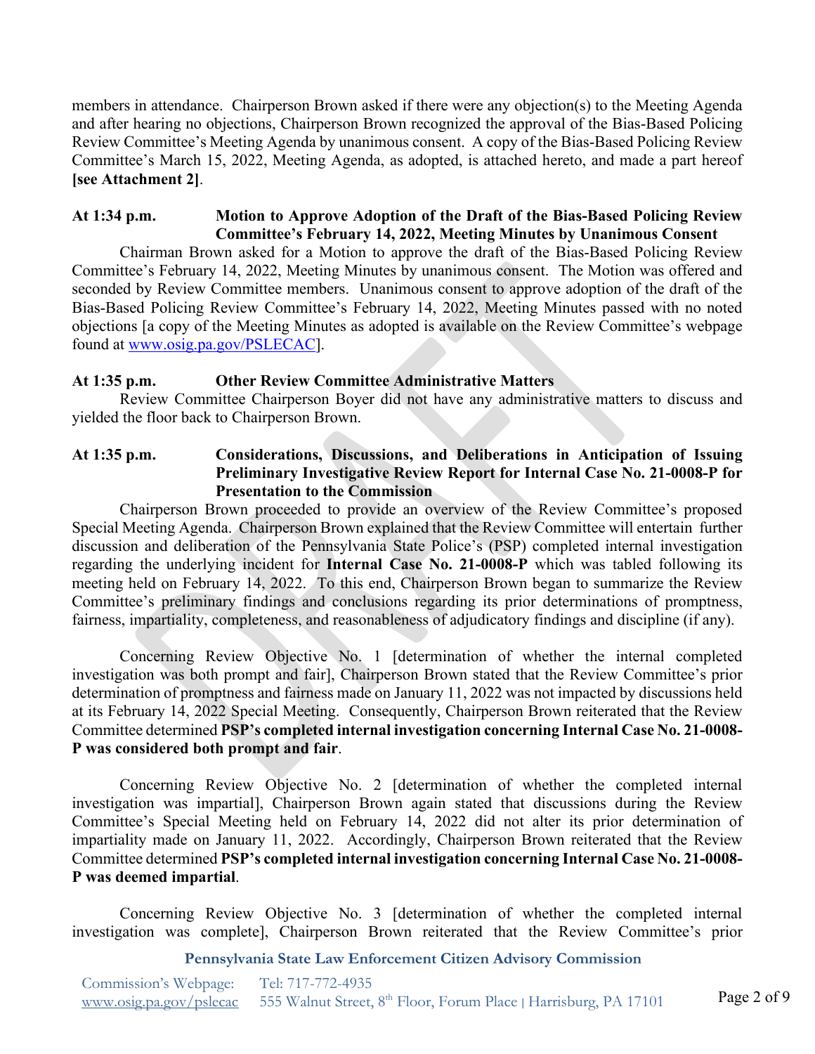members in attendance. Chairperson Brown asked if there were any objection(s) to the Meeting Agenda and after hearing no objections, Chairperson Brown recognized the approval of the Bias-Based Policing Review Committee's Meeting Agenda by unanimous consent. A copy of the Bias-Based Policing Review Committee's March 15, 2022, Meeting Agenda, as adopted, is attached hereto, and made a part hereof **[see Attachment 2]**.

**At 1:34 p.m. Motion to Approve Adoption of the Draft of the Bias-Based Policing Review Committee's February 14, 2022, Meeting Minutes by Unanimous Consent**

Chairman Brown asked for a Motion to approve the draft of the Bias-Based Policing Review Committee's February 14, 2022, Meeting Minutes by unanimous consent. The Motion was offered and seconded by Review Committee members. Unanimous consent to approve adoption of the draft of the Bias-Based Policing Review Committee's February 14, 2022, Meeting Minutes passed with no noted objections [a copy of the Meeting Minutes as adopted is available on the Review Committee's webpage found at www.osig.pa.gov/PSLECAC].

**At 1:35 p.m. Other Review Committee Administrative Matters**

Review Committee Chairperson Boyer did not have any administrative matters to discuss and yielded the floor back to Chairperson Brown.

**At 1:35 p.m. Considerations, Discussions, and Deliberations in Anticipation of Issuing Preliminary Investigative Review Report for Internal Case No. 21-0008-P for Presentation to the Commission**

Chairperson Brown proceeded to provide an overview of the Review Committee's proposed Special Meeting Agenda. Chairperson Brown explained that the Review Committee will entertain further discussion and deliberation of the Pennsylvania State Police's (PSP) completed internal investigation regarding the underlying incident for **Internal Case No. 21-0008-P** which was tabled following its meeting held on February 14, 2022. To this end, Chairperson Brown began to summarize the Review Committee's preliminary findings and conclusions regarding its prior determinations of promptness, fairness, impartiality, completeness, and reasonableness of adjudicatory findings and discipline (if any).

Concerning Review Objective No. 1 [determination of whether the internal completed investigation was both prompt and fair], Chairperson Brown stated that the Review Committee's prior determination of promptness and fairness made on January 11, 2022 was not impacted by discussions held at its February 14, 2022 Special Meeting. Consequently, Chairperson Brown reiterated that the Review Committee determined **PSP's completed internal investigation concerning Internal Case No. 21-0008-P was considered both prompt and fair**.

Concerning Review Objective No. 2 [determination of whether the completed internal investigation was impartial], Chairperson Brown again stated that discussions during the Review Committee's Special Meeting held on February 14, 2022 did not alter its prior determination of impartiality made on January 11, 2022. Accordingly, Chairperson Brown reiterated that the Review Committee determined **PSP's completed internal investigation concerning Internal Case No. 21-0008-P was deemed impartial**.

Concerning Review Objective No. 3 [determination of whether the completed internal investigation was complete], Chairperson Brown reiterated that the Review Committee's prior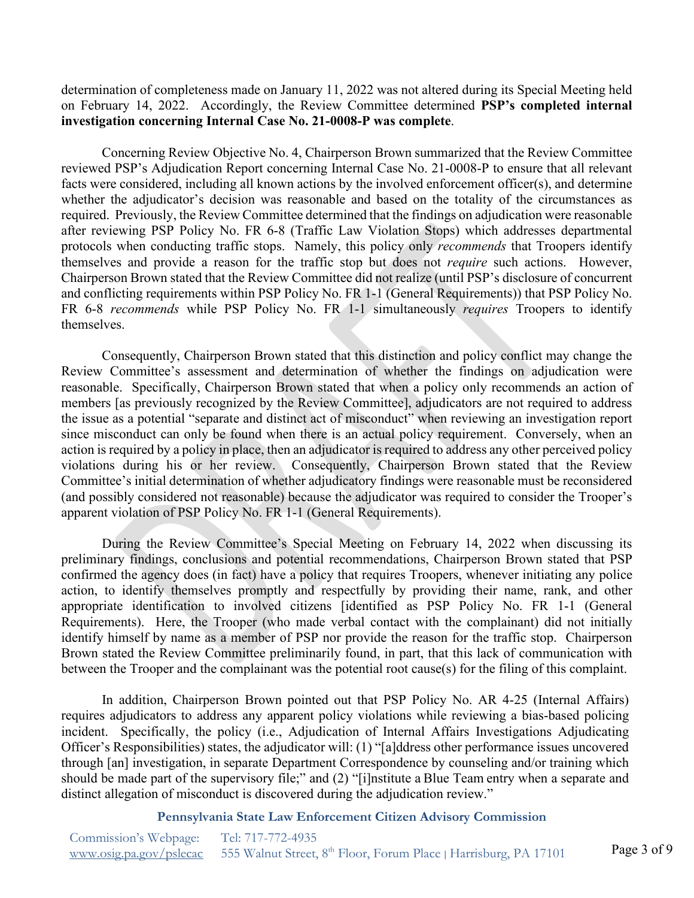determination of completeness made on January 11, 2022 was not altered during its Special Meeting held on February 14, 2022. Accordingly, the Review Committee determined **PSP's completed internal investigation concerning Internal Case No. 21-0008-P was complete**.

Concerning Review Objective No. 4, Chairperson Brown summarized that the Review Committee reviewed PSP's Adjudication Report concerning Internal Case No. 21-0008-P to ensure that all relevant facts were considered, including all known actions by the involved enforcement officer(s), and determine whether the adjudicator's decision was reasonable and based on the totality of the circumstances as required. Previously, the Review Committee determined that the findings on adjudication were reasonable after reviewing PSP Policy No. FR 6-8 (Traffic Law Violation Stops) which addresses departmental protocols when conducting traffic stops. Namely, this policy only *recommends* that Troopers identify themselves and provide a reason for the traffic stop but does not *require* such actions. However, Chairperson Brown stated that the Review Committee did not realize (until PSP's disclosure of concurrent and conflicting requirements within PSP Policy No. FR 1-1 (General Requirements)) that PSP Policy No. FR 6-8 *recommends* while PSP Policy No. FR 1-1 simultaneously *requires* Troopers to identify themselves.

Consequently, Chairperson Brown stated that this distinction and policy conflict may change the Review Committee's assessment and determination of whether the findings on adjudication were reasonable. Specifically, Chairperson Brown stated that when a policy only recommends an action of members [as previously recognized by the Review Committee], adjudicators are not required to address the issue as a potential "separate and distinct act of misconduct" when reviewing an investigation report since misconduct can only be found when there is an actual policy requirement. Conversely, when an action is required by a policy in place, then an adjudicator is required to address any other perceived policy violations during his or her review. Consequently, Chairperson Brown stated that the Review Committee's initial determination of whether adjudicatory findings were reasonable must be reconsidered (and possibly considered not reasonable) because the adjudicator was required to consider the Trooper's apparent violation of PSP Policy No. FR 1-1 (General Requirements).

During the Review Committee's Special Meeting on February 14, 2022 when discussing its preliminary findings, conclusions and potential recommendations, Chairperson Brown stated that PSP confirmed the agency does (in fact) have a policy that requires Troopers, whenever initiating any police action, to identify themselves promptly and respectfully by providing their name, rank, and other appropriate identification to involved citizens [identified as PSP Policy No. FR 1-1 (General Requirements). Here, the Trooper (who made verbal contact with the complainant) did not initially identify himself by name as a member of PSP nor provide the reason for the traffic stop. Chairperson Brown stated the Review Committee preliminarily found, in part, that this lack of communication with between the Trooper and the complainant was the potential root cause(s) for the filing of this complaint.

In addition, Chairperson Brown pointed out that PSP Policy No. AR 4-25 (Internal Affairs) requires adjudicators to address any apparent policy violations while reviewing a bias-based policing incident. Specifically, the policy (i.e., Adjudication of Internal Affairs Investigations Adjudicating Officer's Responsibilities) states, the adjudicator will: (1) "[a]ddress other performance issues uncovered through [an] investigation, in separate Department Correspondence by counseling and/or training which should be made part of the supervisory file;" and (2) "[i]nstitute a Blue Team entry when a separate and distinct allegation of misconduct is discovered during the adjudication review."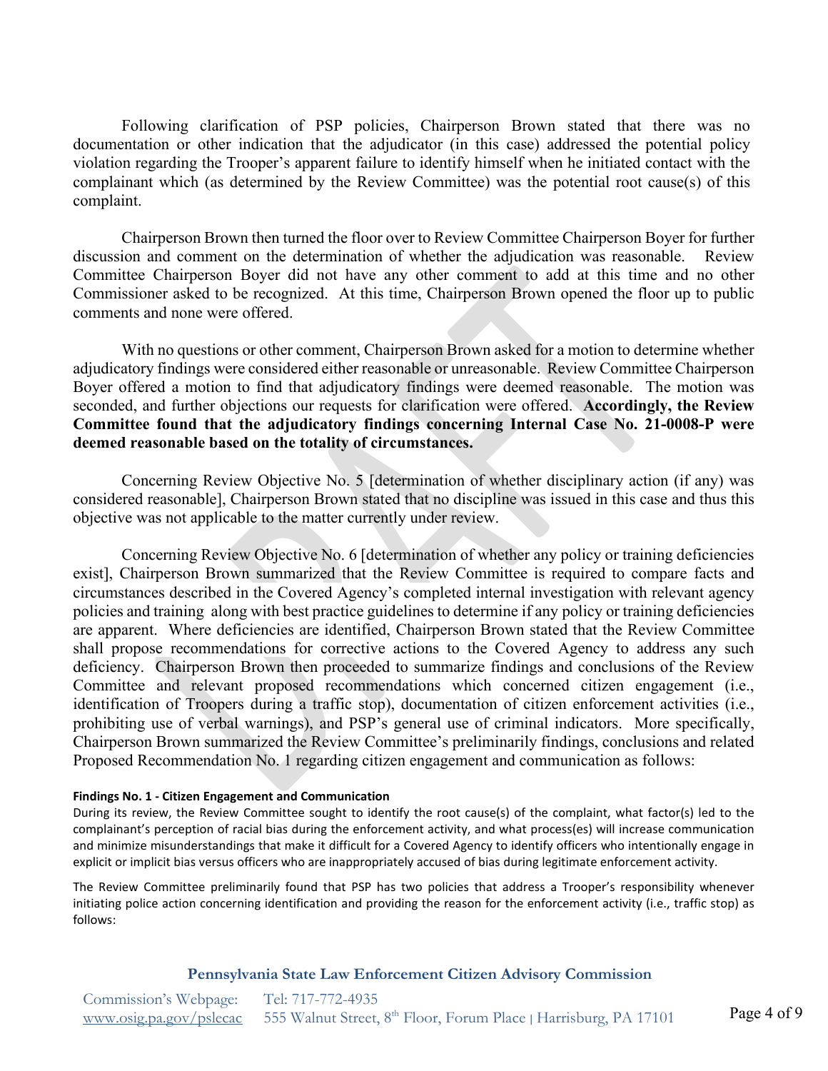Following clarification of PSP policies, Chairperson Brown stated that there was no documentation or other indication that the adjudicator (in this case) addressed the potential policy violation regarding the Trooper's apparent failure to identify himself when he initiated contact with the complainant which (as determined by the Review Committee) was the potential root cause(s) of this complaint.

Chairperson Brown then turned the floor over to Review Committee Chairperson Boyer for further discussion and comment on the determination of whether the adjudication was reasonable. Review Committee Chairperson Boyer did not have any other comment to add at this time and no other Commissioner asked to be recognized. At this time, Chairperson Brown opened the floor up to public comments and none were offered.

With no questions or other comment, Chairperson Brown asked for a motion to determine whether adjudicatory findings were considered either reasonable or unreasonable. Review Committee Chairperson Boyer offered a motion to find that adjudicatory findings were deemed reasonable. The motion was seconded, and further objections our requests for clarification were offered. **Accordingly, the Review Committee found that the adjudicatory findings concerning Internal Case No. 21-0008-P were deemed reasonable based on the totality of circumstances.**

Concerning Review Objective No. 5 [determination of whether disciplinary action (if any) was considered reasonable], Chairperson Brown stated that no discipline was issued in this case and thus this objective was not applicable to the matter currently under review.

Concerning Review Objective No. 6 [determination of whether any policy or training deficiencies exist], Chairperson Brown summarized that the Review Committee is required to compare facts and circumstances described in the Covered Agency's completed internal investigation with relevant agency policies and training along with best practice guidelines to determine if any policy or training deficiencies are apparent. Where deficiencies are identified, Chairperson Brown stated that the Review Committee shall propose recommendations for corrective actions to the Covered Agency to address any such deficiency. Chairperson Brown then proceeded to summarize findings and conclusions of the Review Committee and relevant proposed recommendations which concerned citizen engagement (i.e., identification of Troopers during a traffic stop), documentation of citizen enforcement activities (i.e., prohibiting use of verbal warnings), and PSP's general use of criminal indicators. More specifically, Chairperson Brown summarized the Review Committee's preliminarily findings, conclusions and related Proposed Recommendation No. 1 regarding citizen engagement and communication as follows:

**Findings No. 1 - Citizen Engagement and Communication**

During its review, the Review Committee sought to identify the root cause(s) of the complaint, what factor(s) led to the complainant's perception of racial bias during the enforcement activity, and what process(es) will increase communication and minimize misunderstandings that make it difficult for a Covered Agency to identify officers who intentionally engage in explicit or implicit bias versus officers who are inappropriately accused of bias during legitimate enforcement activity.

The Review Committee preliminarily found that PSP has two policies that address a Trooper's responsibility whenever initiating police action concerning identification and providing the reason for the enforcement activity (i.e., traffic stop) as follows: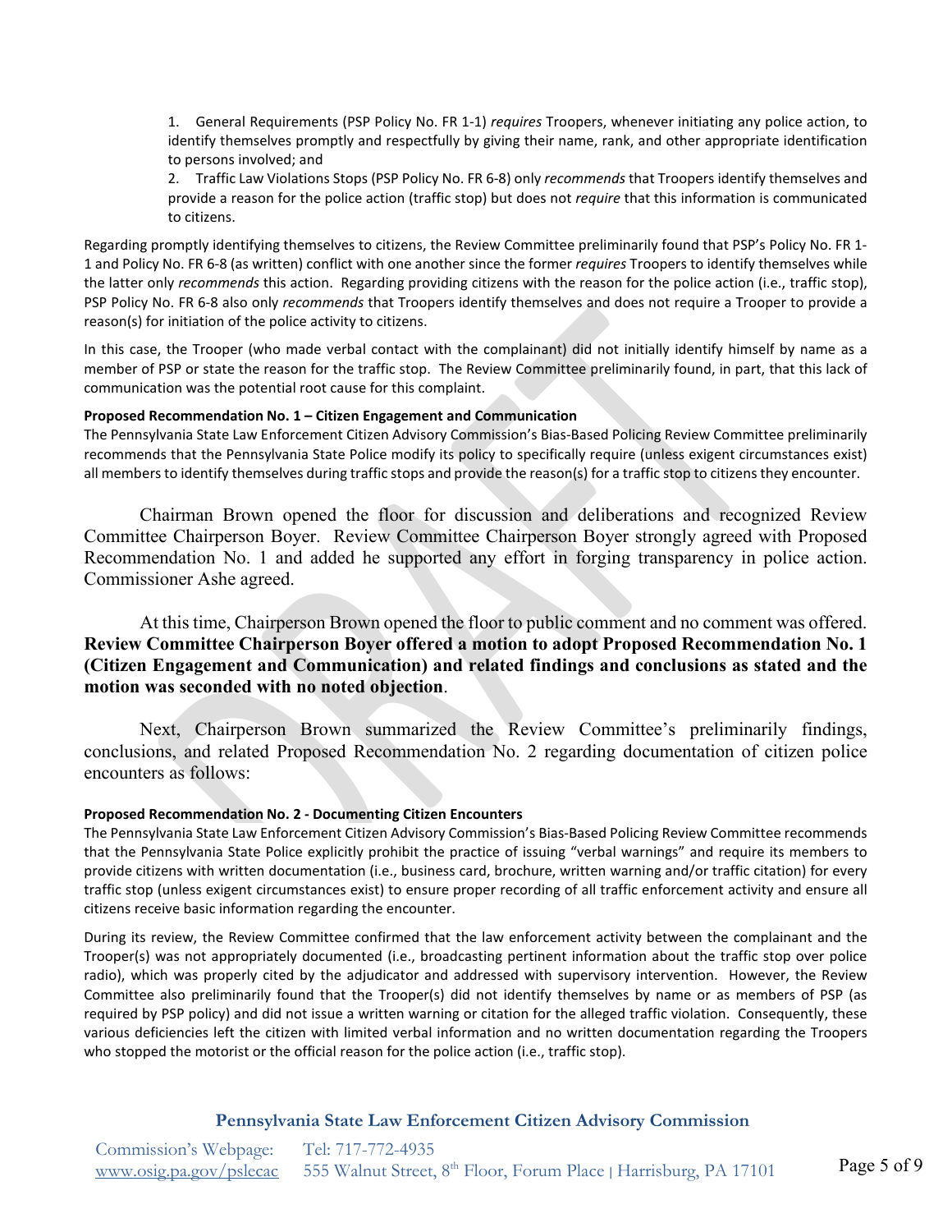1. General Requirements (PSP Policy No. FR 1-1) *requires* Troopers, whenever initiating any police action, to identify themselves promptly and respectfully by giving their name, rank, and other appropriate identification to persons involved; and
2. Traffic Law Violations Stops (PSP Policy No. FR 6-8) only *recommends* that Troopers identify themselves and provide a reason for the police action (traffic stop) but does not *require* that this information is communicated to citizens.

Regarding promptly identifying themselves to citizens, the Review Committee preliminarily found that PSP's Policy No. FR 1-1 and Policy No. FR 6-8 (as written) conflict with one another since the former *requires* Troopers to identify themselves while the latter only *recommends* this action. Regarding providing citizens with the reason for the police action (i.e., traffic stop), PSP Policy No. FR 6-8 also only *recommends* that Troopers identify themselves and does not require a Trooper to provide a reason(s) for initiation of the police activity to citizens.

In this case, the Trooper (who made verbal contact with the complainant) did not initially identify himself by name as a member of PSP or state the reason for the traffic stop. The Review Committee preliminarily found, in part, that this lack of communication was the potential root cause for this complaint.

**Proposed Recommendation No. 1 – Citizen Engagement and Communication**
The Pennsylvania State Law Enforcement Citizen Advisory Commission's Bias-Based Policing Review Committee preliminarily recommends that the Pennsylvania State Police modify its policy to specifically require (unless exigent circumstances exist) all members to identify themselves during traffic stops and provide the reason(s) for a traffic stop to citizens they encounter.

Chairman Brown opened the floor for discussion and deliberations and recognized Review Committee Chairperson Boyer. Review Committee Chairperson Boyer strongly agreed with Proposed Recommendation No. 1 and added he supported any effort in forging transparency in police action. Commissioner Ashe agreed.

At this time, Chairperson Brown opened the floor to public comment and no comment was offered. **Review Committee Chairperson Boyer offered a motion to adopt Proposed Recommendation No. 1 (Citizen Engagement and Communication) and related findings and conclusions as stated and the motion was seconded with no noted objection**.

Next, Chairperson Brown summarized the Review Committee's preliminarily findings, conclusions, and related Proposed Recommendation No. 2 regarding documentation of citizen police encounters as follows:

**Proposed Recommendation No. 2 - Documenting Citizen Encounters**
The Pennsylvania State Law Enforcement Citizen Advisory Commission's Bias-Based Policing Review Committee recommends that the Pennsylvania State Police explicitly prohibit the practice of issuing "verbal warnings" and require its members to provide citizens with written documentation (i.e., business card, brochure, written warning and/or traffic citation) for every traffic stop (unless exigent circumstances exist) to ensure proper recording of all traffic enforcement activity and ensure all citizens receive basic information regarding the encounter.

During its review, the Review Committee confirmed that the law enforcement activity between the complainant and the Trooper(s) was not appropriately documented (i.e., broadcasting pertinent information about the traffic stop over police radio), which was properly cited by the adjudicator and addressed with supervisory intervention. However, the Review Committee also preliminarily found that the Trooper(s) did not identify themselves by name or as members of PSP (as required by PSP policy) and did not issue a written warning or citation for the alleged traffic violation. Consequently, these various deficiencies left the citizen with limited verbal information and no written documentation regarding the Troopers who stopped the motorist or the official reason for the police action (i.e., traffic stop).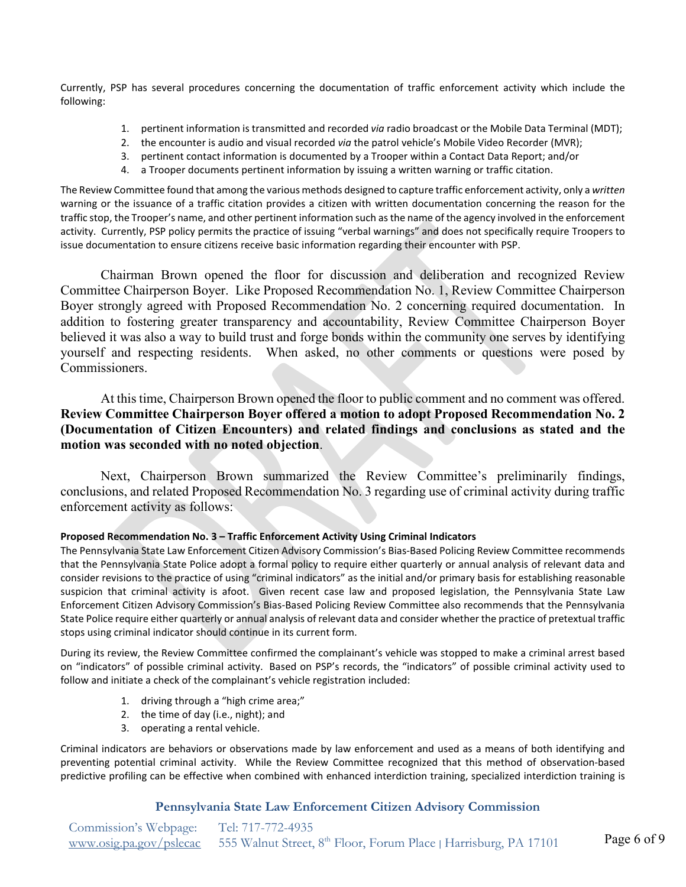Currently, PSP has several procedures concerning the documentation of traffic enforcement activity which include the following:

1. pertinent information is transmitted and recorded *via* radio broadcast or the Mobile Data Terminal (MDT);
2. the encounter is audio and visual recorded *via* the patrol vehicle's Mobile Video Recorder (MVR);
3. pertinent contact information is documented by a Trooper within a Contact Data Report; and/or
4. a Trooper documents pertinent information by issuing a written warning or traffic citation.

The Review Committee found that among the various methods designed to capture traffic enforcement activity, only a *written* warning or the issuance of a traffic citation provides a citizen with written documentation concerning the reason for the traffic stop, the Trooper's name, and other pertinent information such as the name of the agency involved in the enforcement activity. Currently, PSP policy permits the practice of issuing "verbal warnings" and does not specifically require Troopers to issue documentation to ensure citizens receive basic information regarding their encounter with PSP.

Chairman Brown opened the floor for discussion and deliberation and recognized Review Committee Chairperson Boyer. Like Proposed Recommendation No. 1, Review Committee Chairperson Boyer strongly agreed with Proposed Recommendation No. 2 concerning required documentation. In addition to fostering greater transparency and accountability, Review Committee Chairperson Boyer believed it was also a way to build trust and forge bonds within the community one serves by identifying yourself and respecting residents. When asked, no other comments or questions were posed by Commissioners.

At this time, Chairperson Brown opened the floor to public comment and no comment was offered. **Review Committee Chairperson Boyer offered a motion to adopt Proposed Recommendation No. 2 (Documentation of Citizen Encounters) and related findings and conclusions as stated and the motion was seconded with no noted objection**.

Next, Chairperson Brown summarized the Review Committee's preliminarily findings, conclusions, and related Proposed Recommendation No. 3 regarding use of criminal activity during traffic enforcement activity as follows:

**Proposed Recommendation No. 3 – Traffic Enforcement Activity Using Criminal Indicators**

The Pennsylvania State Law Enforcement Citizen Advisory Commission's Bias-Based Policing Review Committee recommends that the Pennsylvania State Police adopt a formal policy to require either quarterly or annual analysis of relevant data and consider revisions to the practice of using "criminal indicators" as the initial and/or primary basis for establishing reasonable suspicion that criminal activity is afoot. Given recent case law and proposed legislation, the Pennsylvania State Law Enforcement Citizen Advisory Commission's Bias-Based Policing Review Committee also recommends that the Pennsylvania State Police require either quarterly or annual analysis of relevant data and consider whether the practice of pretextual traffic stops using criminal indicator should continue in its current form.

During its review, the Review Committee confirmed the complainant's vehicle was stopped to make a criminal arrest based on "indicators" of possible criminal activity. Based on PSP's records, the "indicators" of possible criminal activity used to follow and initiate a check of the complainant's vehicle registration included:

1. driving through a "high crime area;"
2. the time of day (i.e., night); and
3. operating a rental vehicle.

Criminal indicators are behaviors or observations made by law enforcement and used as a means of both identifying and preventing potential criminal activity. While the Review Committee recognized that this method of observation-based predictive profiling can be effective when combined with enhanced interdiction training, specialized interdiction training is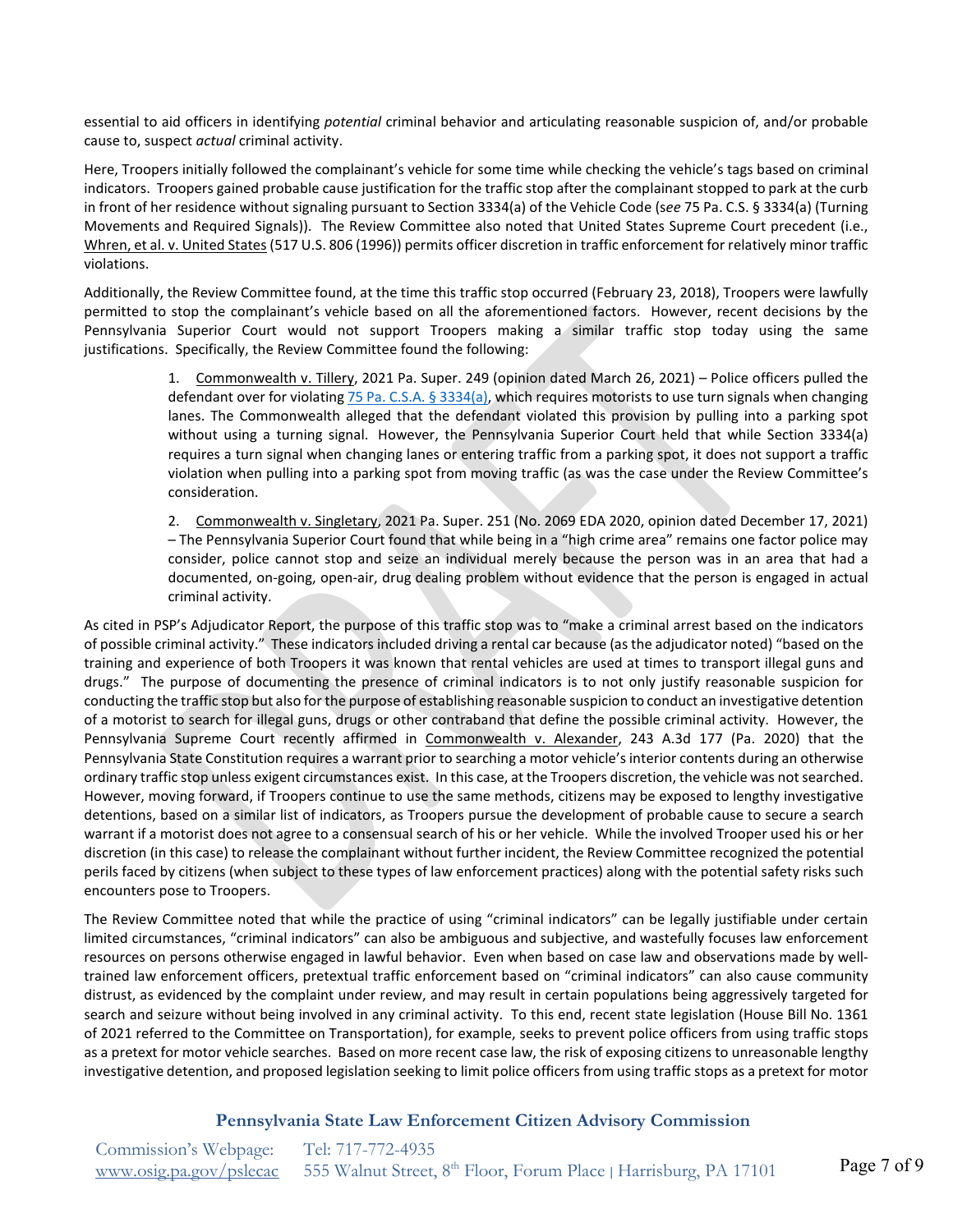essential to aid officers in identifying *potential* criminal behavior and articulating reasonable suspicion of, and/or probable cause to, suspect *actual* criminal activity.

Here, Troopers initially followed the complainant's vehicle for some time while checking the vehicle's tags based on criminal indicators. Troopers gained probable cause justification for the traffic stop after the complainant stopped to park at the curb in front of her residence without signaling pursuant to Section 3334(a) of the Vehicle Code (*see* 75 Pa. C.S. § 3334(a) (Turning Movements and Required Signals)). The Review Committee also noted that United States Supreme Court precedent (i.e., Whren, et al. v. United States (517 U.S. 806 (1996)) permits officer discretion in traffic enforcement for relatively minor traffic violations.

Additionally, the Review Committee found, at the time this traffic stop occurred (February 23, 2018), Troopers were lawfully permitted to stop the complainant's vehicle based on all the aforementioned factors. However, recent decisions by the Pennsylvania Superior Court would not support Troopers making a similar traffic stop today using the same justifications. Specifically, the Review Committee found the following:

1. Commonwealth v. Tillery, 2021 Pa. Super. 249 (opinion dated March 26, 2021) – Police officers pulled the defendant over for violating 75 Pa. C.S.A. § 3334(a), which requires motorists to use turn signals when changing lanes. The Commonwealth alleged that the defendant violated this provision by pulling into a parking spot without using a turning signal. However, the Pennsylvania Superior Court held that while Section 3334(a) requires a turn signal when changing lanes or entering traffic from a parking spot, it does not support a traffic violation when pulling into a parking spot from moving traffic (as was the case under the Review Committee's consideration.

2. Commonwealth v. Singletary, 2021 Pa. Super. 251 (No. 2069 EDA 2020, opinion dated December 17, 2021) – The Pennsylvania Superior Court found that while being in a "high crime area" remains one factor police may consider, police cannot stop and seize an individual merely because the person was in an area that had a documented, on-going, open-air, drug dealing problem without evidence that the person is engaged in actual criminal activity.

As cited in PSP's Adjudicator Report, the purpose of this traffic stop was to "make a criminal arrest based on the indicators of possible criminal activity." These indicators included driving a rental car because (as the adjudicator noted) "based on the training and experience of both Troopers it was known that rental vehicles are used at times to transport illegal guns and drugs." The purpose of documenting the presence of criminal indicators is to not only justify reasonable suspicion for conducting the traffic stop but also for the purpose of establishing reasonable suspicion to conduct an investigative detention of a motorist to search for illegal guns, drugs or other contraband that define the possible criminal activity. However, the Pennsylvania Supreme Court recently affirmed in Commonwealth v. Alexander, 243 A.3d 177 (Pa. 2020) that the Pennsylvania State Constitution requires a warrant prior to searching a motor vehicle's interior contents during an otherwise ordinary traffic stop unless exigent circumstances exist. In this case, at the Troopers discretion, the vehicle was not searched. However, moving forward, if Troopers continue to use the same methods, citizens may be exposed to lengthy investigative detentions, based on a similar list of indicators, as Troopers pursue the development of probable cause to secure a search warrant if a motorist does not agree to a consensual search of his or her vehicle. While the involved Trooper used his or her discretion (in this case) to release the complainant without further incident, the Review Committee recognized the potential perils faced by citizens (when subject to these types of law enforcement practices) along with the potential safety risks such encounters pose to Troopers.

The Review Committee noted that while the practice of using "criminal indicators" can be legally justifiable under certain limited circumstances, "criminal indicators" can also be ambiguous and subjective, and wastefully focuses law enforcement resources on persons otherwise engaged in lawful behavior. Even when based on case law and observations made by well-trained law enforcement officers, pretextual traffic enforcement based on "criminal indicators" can also cause community distrust, as evidenced by the complaint under review, and may result in certain populations being aggressively targeted for search and seizure without being involved in any criminal activity. To this end, recent state legislation (House Bill No. 1361 of 2021 referred to the Committee on Transportation), for example, seeks to prevent police officers from using traffic stops as a pretext for motor vehicle searches. Based on more recent case law, the risk of exposing citizens to unreasonable lengthy investigative detention, and proposed legislation seeking to limit police officers from using traffic stops as a pretext for motor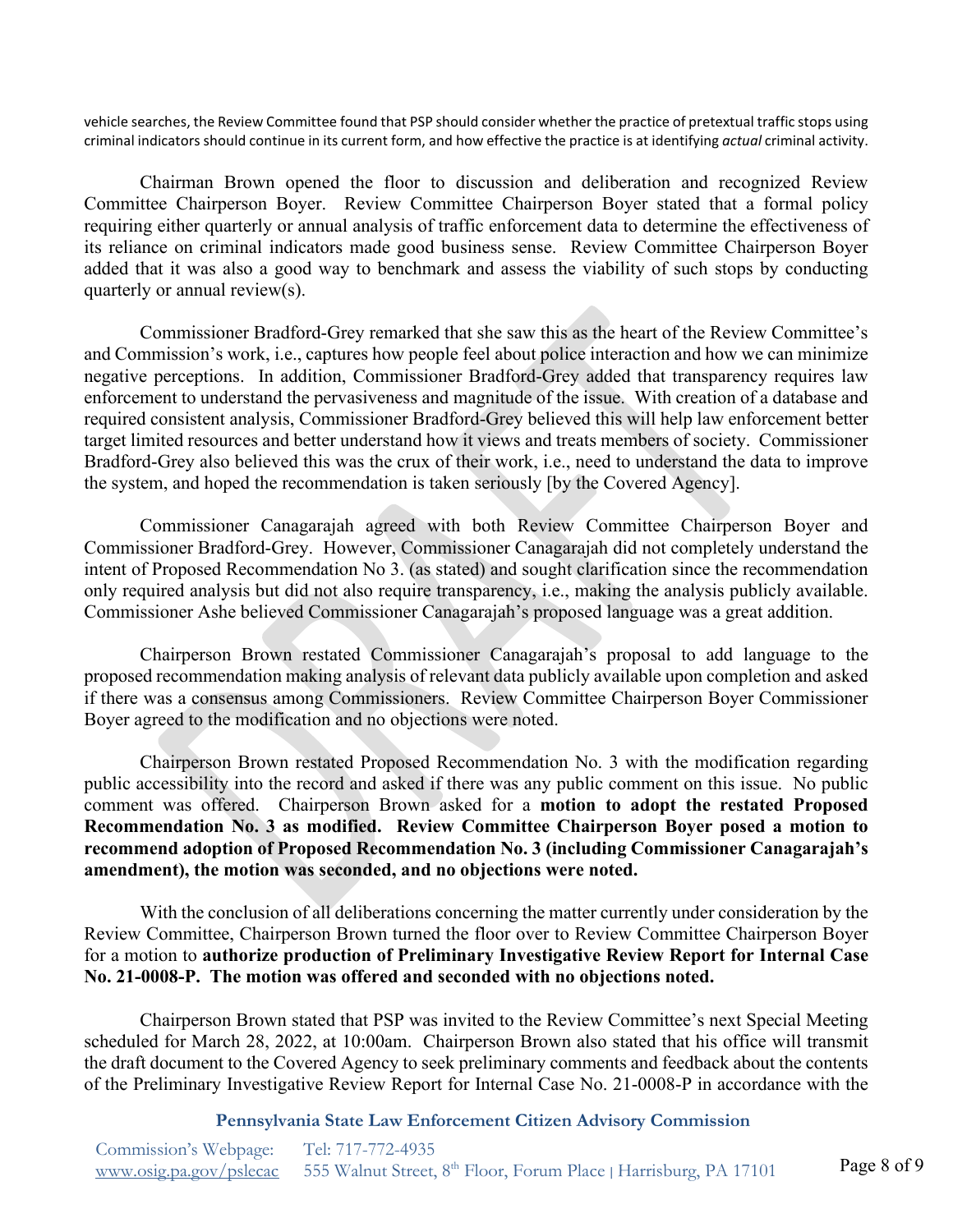vehicle searches, the Review Committee found that PSP should consider whether the practice of pretextual traffic stops using criminal indicators should continue in its current form, and how effective the practice is at identifying *actual* criminal activity.

Chairman Brown opened the floor to discussion and deliberation and recognized Review Committee Chairperson Boyer. Review Committee Chairperson Boyer stated that a formal policy requiring either quarterly or annual analysis of traffic enforcement data to determine the effectiveness of its reliance on criminal indicators made good business sense. Review Committee Chairperson Boyer added that it was also a good way to benchmark and assess the viability of such stops by conducting quarterly or annual review(s).

Commissioner Bradford-Grey remarked that she saw this as the heart of the Review Committee's and Commission's work, i.e., captures how people feel about police interaction and how we can minimize negative perceptions. In addition, Commissioner Bradford-Grey added that transparency requires law enforcement to understand the pervasiveness and magnitude of the issue. With creation of a database and required consistent analysis, Commissioner Bradford-Grey believed this will help law enforcement better target limited resources and better understand how it views and treats members of society. Commissioner Bradford-Grey also believed this was the crux of their work, i.e., need to understand the data to improve the system, and hoped the recommendation is taken seriously [by the Covered Agency].

Commissioner Canagarajah agreed with both Review Committee Chairperson Boyer and Commissioner Bradford-Grey. However, Commissioner Canagarajah did not completely understand the intent of Proposed Recommendation No 3. (as stated) and sought clarification since the recommendation only required analysis but did not also require transparency, i.e., making the analysis publicly available. Commissioner Ashe believed Commissioner Canagarajah's proposed language was a great addition.

Chairperson Brown restated Commissioner Canagarajah's proposal to add language to the proposed recommendation making analysis of relevant data publicly available upon completion and asked if there was a consensus among Commissioners. Review Committee Chairperson Boyer Commissioner Boyer agreed to the modification and no objections were noted.

Chairperson Brown restated Proposed Recommendation No. 3 with the modification regarding public accessibility into the record and asked if there was any public comment on this issue. No public comment was offered. Chairperson Brown asked for a **motion to adopt the restated Proposed Recommendation No. 3 as modified. Review Committee Chairperson Boyer posed a motion to recommend adoption of Proposed Recommendation No. 3 (including Commissioner Canagarajah's amendment), the motion was seconded, and no objections were noted.**

With the conclusion of all deliberations concerning the matter currently under consideration by the Review Committee, Chairperson Brown turned the floor over to Review Committee Chairperson Boyer for a motion to **authorize production of Preliminary Investigative Review Report for Internal Case No. 21-0008-P. The motion was offered and seconded with no objections noted.**

Chairperson Brown stated that PSP was invited to the Review Committee's next Special Meeting scheduled for March 28, 2022, at 10:00am. Chairperson Brown also stated that his office will transmit the draft document to the Covered Agency to seek preliminary comments and feedback about the contents of the Preliminary Investigative Review Report for Internal Case No. 21-0008-P in accordance with the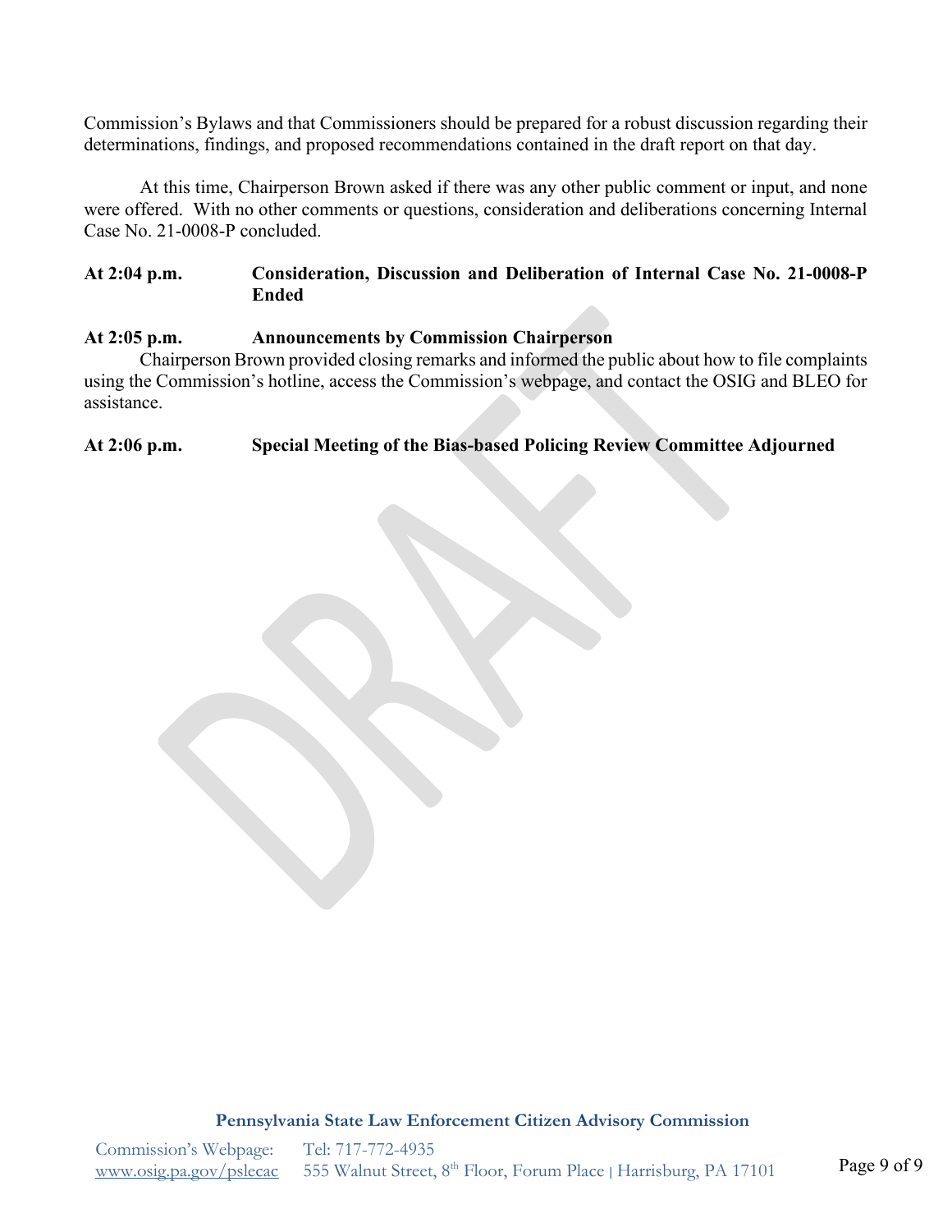Commission's Bylaws and that Commissioners should be prepared for a robust discussion regarding their determinations, findings, and proposed recommendations contained in the draft report on that day.

At this time, Chairperson Brown asked if there was any other public comment or input, and none were offered. With no other comments or questions, consideration and deliberations concerning Internal Case No. 21-0008-P concluded.

**At 2:04 p.m. Consideration, Discussion and Deliberation of Internal Case No. 21-0008-P Ended**

**At 2:05 p.m. Announcements by Commission Chairperson**

Chairperson Brown provided closing remarks and informed the public about how to file complaints using the Commission's hotline, access the Commission's webpage, and contact the OSIG and BLEO for assistance.

**At 2:06 p.m. Special Meeting of the Bias-based Policing Review Committee Adjourned**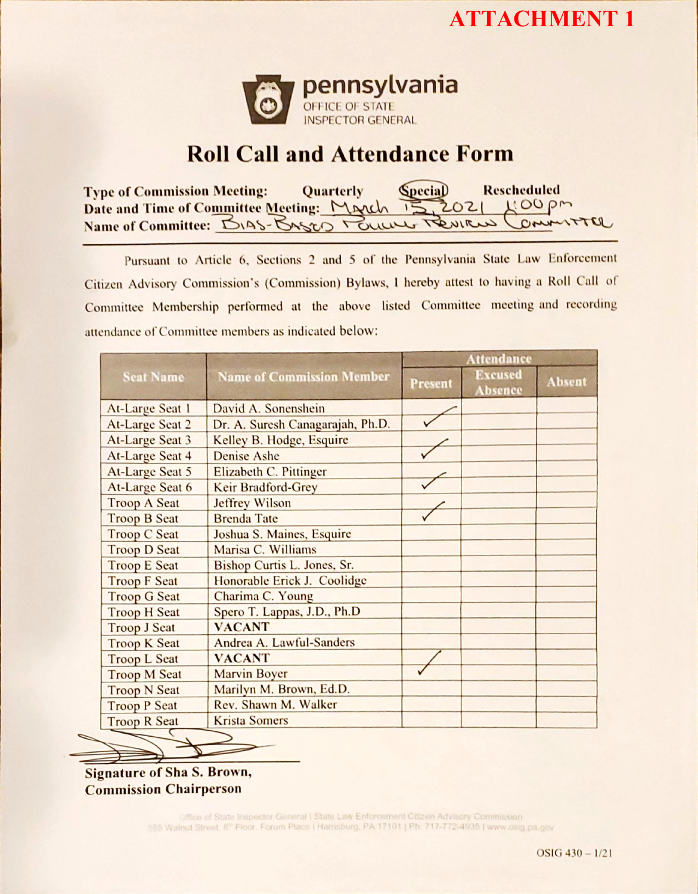**ATTACHMENT 1**

**pennsylvania**
OFFICE OF STATE INSPECTOR GENERAL

# Roll Call and Attendance Form

**Type of Commission Meeting:** Quarterly ~~(Special)~~ Rescheduled

(Special is circled)

**Date and Time of Committee Meeting:** March 15, 2021 1:00pm

**Name of Committee:** Bias-Based Policing Review Committee

Pursuant to Article 6, Sections 2 and 5 of the Pennsylvania State Law Enforcement Citizen Advisory Commission's (Commission) Bylaws, I hereby attest to having a Roll Call of Committee Membership performed at the above listed Committee meeting and recording attendance of Committee members as indicated below:

| Seat Name | Name of Commission Member | Attendance | | |
|---|---|---|---|---|
| | | Present | Excused Absence | Absent |
| At-Large Seat 1 | David A. Sonenshein | | | |
| At-Large Seat 2 | Dr. A. Suresh Canagarajah, Ph.D. | ✓ | | |
| At-Large Seat 3 | Kelley B. Hodge, Esquire | | | |
| At-Large Seat 4 | Denise Ashe | ✓ | | |
| At-Large Seat 5 | Elizabeth C. Pittinger | | | |
| At-Large Seat 6 | Keir Bradford-Grey | ✓ | | |
| Troop A Seat | Jeffrey Wilson | | | |
| Troop B Seat | Brenda Tate | ✓ | | |
| Troop C Seat | Joshua S. Maines, Esquire | | | |
| Troop D Seat | Marisa C. Williams | | | |
| Troop E Seat | Bishop Curtis L. Jones, Sr. | | | |
| Troop F Seat | Honorable Erick J. Coolidge | | | |
| Troop G Seat | Charima C. Young | | | |
| Troop H Seat | Spero T. Lappas, J.D., Ph.D | | | |
| Troop J Seat | **VACANT** | | | |
| Troop K Seat | Andrea A. Lawful-Sanders | | | |
| Troop L Seat | **VACANT** | | | |
| Troop M Seat | Marvin Boyer | ✓ | | |
| Troop N Seat | Marilyn M. Brown, Ed.D. | | | |
| Troop P Seat | Rev. Shawn M. Walker | | | |
| Troop R Seat | Krista Somers | | | |

[Signature]

**Signature of Sha S. Brown, Commission Chairperson**

Office of State Inspector General | State Law Enforcement Citizen Advisory Commission
555 Walnut Street, 8th Floor, Forum Place | Harrisburg, PA 17101 | Ph: 717-772-4935 | www.osig.pa.gov

OSIG 430 – 1/21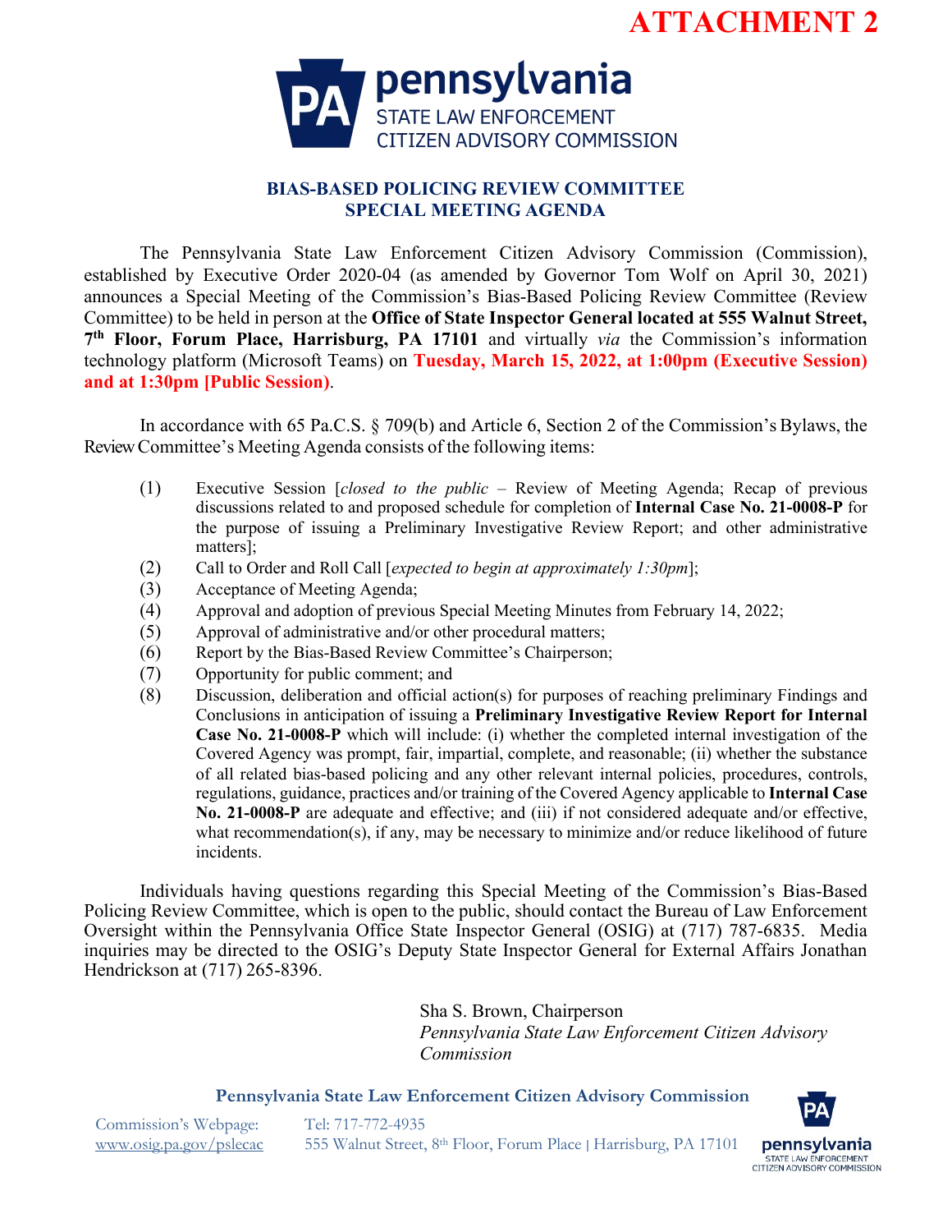**ATTACHMENT 2**

pennsylvania
STATE LAW ENFORCEMENT
CITIZEN ADVISORY COMMISSION

## BIAS-BASED POLICING REVIEW COMMITTEE
## SPECIAL MEETING AGENDA

The Pennsylvania State Law Enforcement Citizen Advisory Commission (Commission), established by Executive Order 2020-04 (as amended by Governor Tom Wolf on April 30, 2021) announces a Special Meeting of the Commission's Bias-Based Policing Review Committee (Review Committee) to be held in person at the **Office of State Inspector General located at 555 Walnut Street, 7th Floor, Forum Place, Harrisburg, PA 17101** and virtually *via* the Commission's information technology platform (Microsoft Teams) on **Tuesday, March 15, 2022, at 1:00pm (Executive Session) and at 1:30pm [Public Session)**.

In accordance with 65 Pa.C.S. § 709(b) and Article 6, Section 2 of the Commission's Bylaws, the Review Committee's Meeting Agenda consists of the following items:

(1) Executive Session [*closed to the public* – Review of Meeting Agenda; Recap of previous discussions related to and proposed schedule for completion of **Internal Case No. 21-0008-P** for the purpose of issuing a Preliminary Investigative Review Report; and other administrative matters];

(2) Call to Order and Roll Call [*expected to begin at approximately 1:30pm*];

(3) Acceptance of Meeting Agenda;

(4) Approval and adoption of previous Special Meeting Minutes from February 14, 2022;

(5) Approval of administrative and/or other procedural matters;

(6) Report by the Bias-Based Review Committee's Chairperson;

(7) Opportunity for public comment; and

(8) Discussion, deliberation and official action(s) for purposes of reaching preliminary Findings and Conclusions in anticipation of issuing a **Preliminary Investigative Review Report for Internal Case No. 21-0008-P** which will include: (i) whether the completed internal investigation of the Covered Agency was prompt, fair, impartial, complete, and reasonable; (ii) whether the substance of all related bias-based policing and any other relevant internal policies, procedures, controls, regulations, guidance, practices and/or training of the Covered Agency applicable to **Internal Case No. 21-0008-P** are adequate and effective; and (iii) if not considered adequate and/or effective, what recommendation(s), if any, may be necessary to minimize and/or reduce likelihood of future incidents.

Individuals having questions regarding this Special Meeting of the Commission's Bias-Based Policing Review Committee, which is open to the public, should contact the Bureau of Law Enforcement Oversight within the Pennsylvania Office State Inspector General (OSIG) at (717) 787-6835. Media inquiries may be directed to the OSIG's Deputy State Inspector General for External Affairs Jonathan Hendrickson at (717) 265-8396.

Sha S. Brown, Chairperson
*Pennsylvania State Law Enforcement Citizen Advisory Commission*

**Pennsylvania State Law Enforcement Citizen Advisory Commission**

Commission's Webpage: www.osig.pa.gov/pslecac

Tel: 717-772-4935
555 Walnut Street, 8th Floor, Forum Place | Harrisburg, PA 17101

pennsylvania
STATE LAW ENFORCEMENT
CITIZEN ADVISORY COMMISSION